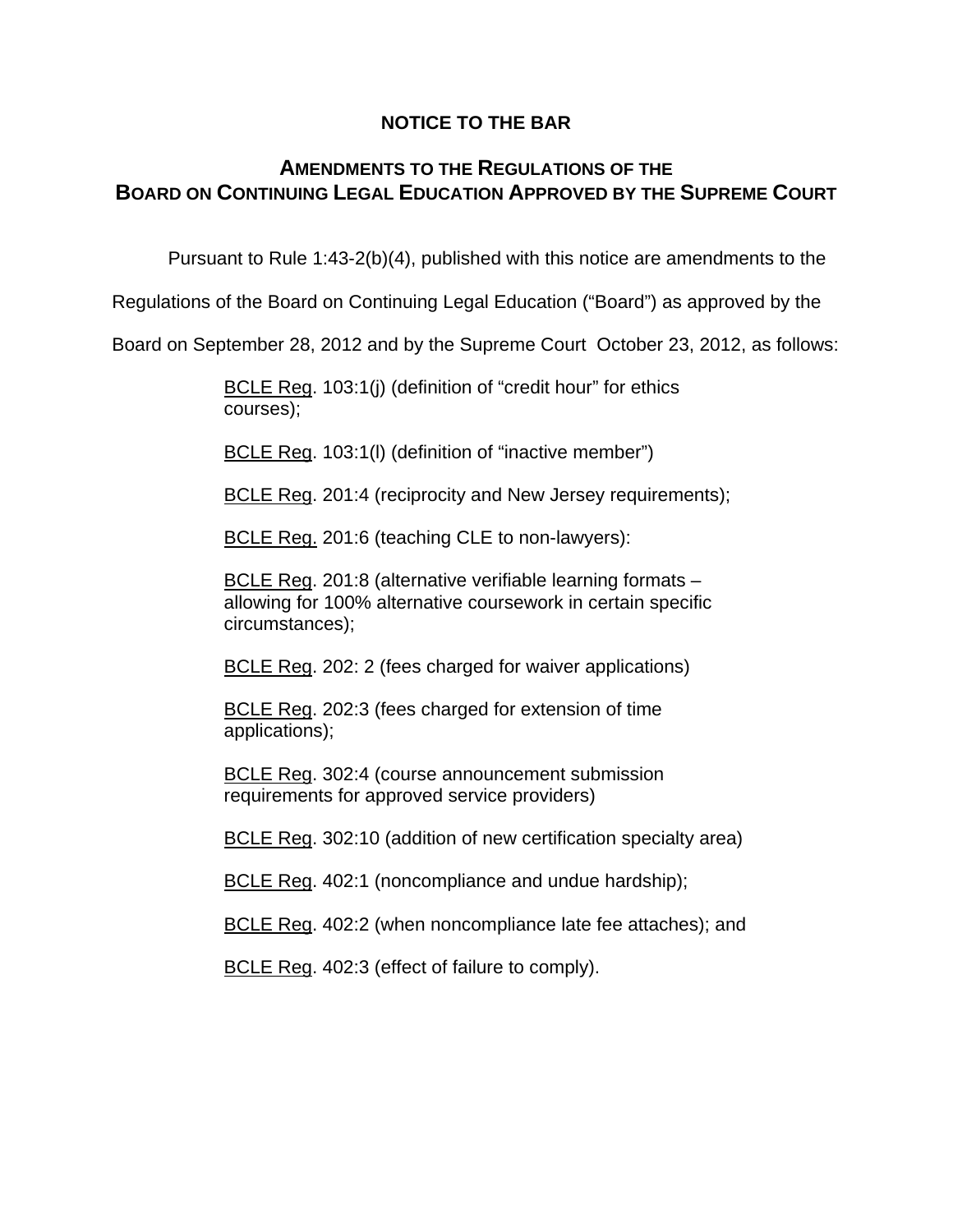**NOTICE TO THE BAR**

**AMENDMENTS TO THE REGULATIONS OF THE BOARD ON CONTINUING LEGAL EDUCATION APPROVED BY THE SUPREME COURT**

Pursuant to Rule 1:43-2(b)(4), published with this notice are amendments to the Regulations of the Board on Continuing Legal Education ("Board") as approved by the Board on September 28, 2012 and by the Supreme Court October 23, 2012, as follows:

> BCLE Reg. 103:1(j) (definition of "credit hour" for ethics courses);
>
> BCLE Reg. 103:1(l) (definition of "inactive member")
>
> BCLE Reg. 201:4 (reciprocity and New Jersey requirements);
>
> BCLE Reg. 201:6 (teaching CLE to non-lawyers):
>
> BCLE Reg. 201:8 (alternative verifiable learning formats – allowing for 100% alternative coursework in certain specific circumstances);
>
> BCLE Reg. 202: 2 (fees charged for waiver applications)
>
> BCLE Reg. 202:3 (fees charged for extension of time applications);
>
> BCLE Reg. 302:4 (course announcement submission requirements for approved service providers)
>
> BCLE Reg. 302:10 (addition of new certification specialty area)
>
> BCLE Reg. 402:1 (noncompliance and undue hardship);
>
> BCLE Reg. 402:2 (when noncompliance late fee attaches); and
>
> BCLE Reg. 402:3 (effect of failure to comply).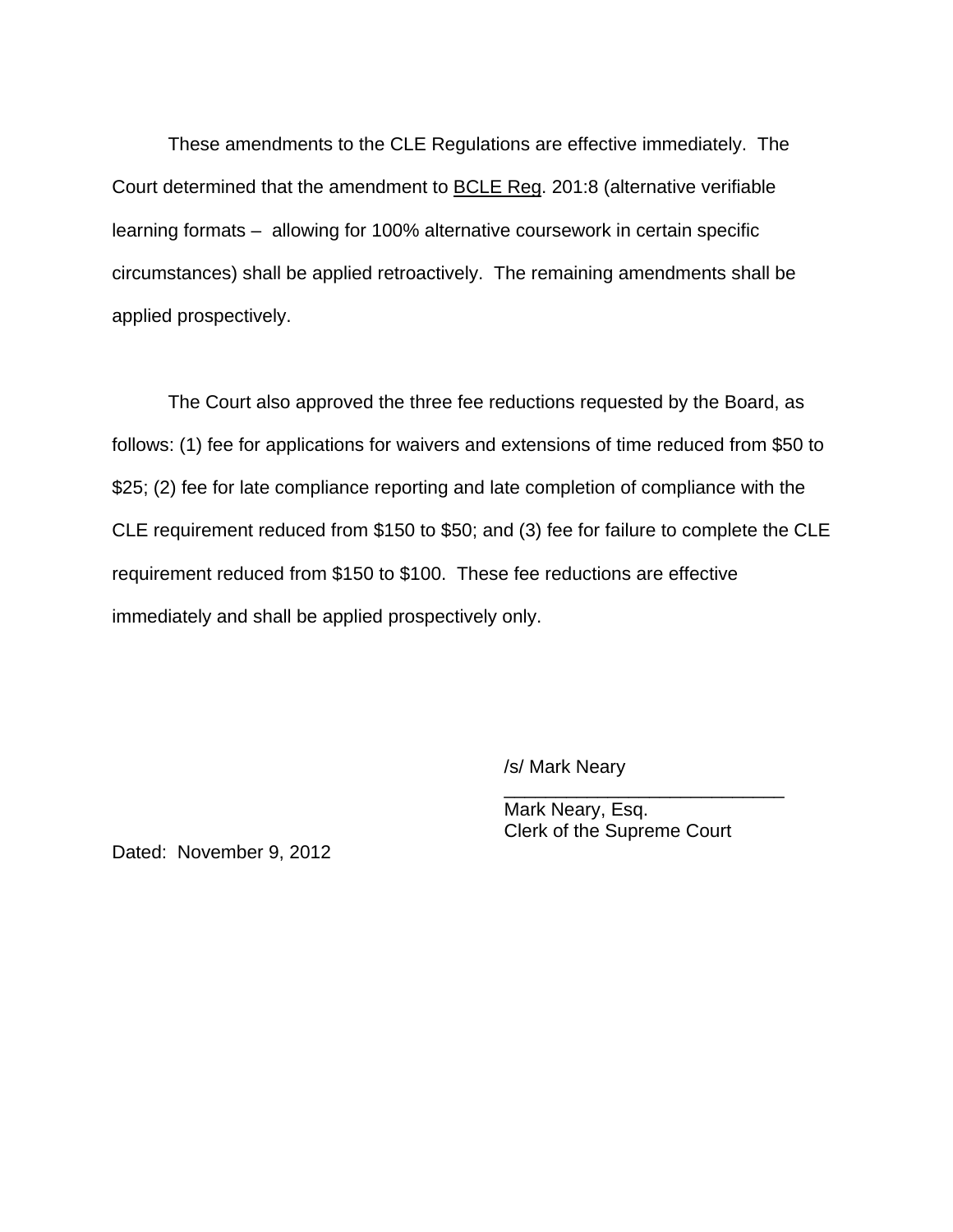These amendments to the CLE Regulations are effective immediately. The Court determined that the amendment to BCLE Reg. 201:8 (alternative verifiable learning formats – allowing for 100% alternative coursework in certain specific circumstances) shall be applied retroactively. The remaining amendments shall be applied prospectively.

The Court also approved the three fee reductions requested by the Board, as follows: (1) fee for applications for waivers and extensions of time reduced from $50 to $25; (2) fee for late compliance reporting and late completion of compliance with the CLE requirement reduced from $150 to $50; and (3) fee for failure to complete the CLE requirement reduced from $150 to $100. These fee reductions are effective immediately and shall be applied prospectively only.

/s/ Mark Neary
\_\_\_\_\_\_\_\_\_\_\_\_\_\_\_\_\_\_\_\_\_\_\_\_\_\_\_\_
Mark Neary, Esq.
Clerk of the Supreme Court

Dated: November 9, 2012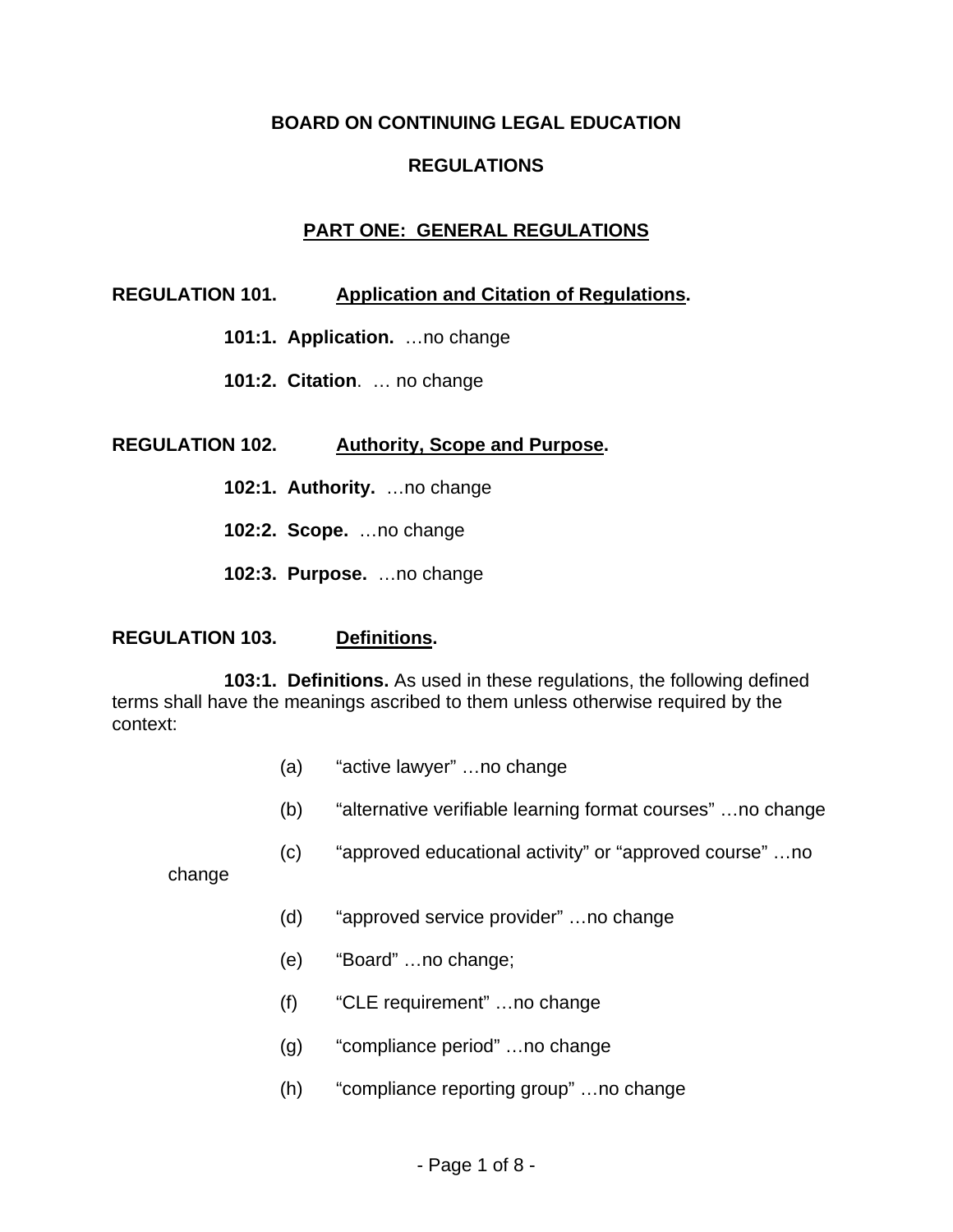**BOARD ON CONTINUING LEGAL EDUCATION**

**REGULATIONS**

## PART ONE: GENERAL REGULATIONS

### REGULATION 101. Application and Citation of Regulations.

**101:1. Application.** …no change

**101:2. Citation**. … no change

### REGULATION 102. Authority, Scope and Purpose.

**102:1. Authority.** …no change

**102:2. Scope.** …no change

**102:3. Purpose.** …no change

### REGULATION 103. Definitions.

**103:1. Definitions.** As used in these regulations, the following defined terms shall have the meanings ascribed to them unless otherwise required by the context:

(a) "active lawyer" …no change

(b) "alternative verifiable learning format courses" …no change

(c) "approved educational activity" or "approved course" …no change

(d) "approved service provider" …no change

(e) "Board" …no change;

(f) "CLE requirement" …no change

(g) "compliance period" …no change

(h) "compliance reporting group" …no change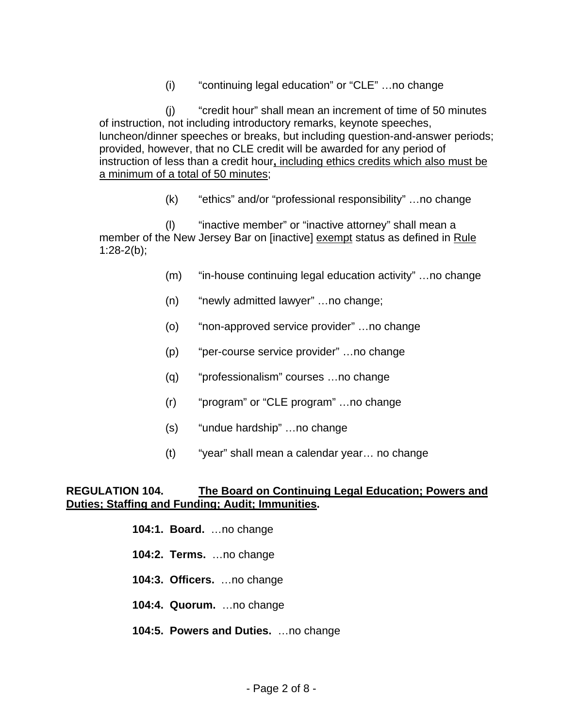(i) "continuing legal education" or "CLE" …no change

(j) "credit hour" shall mean an increment of time of 50 minutes of instruction, not including introductory remarks, keynote speeches, luncheon/dinner speeches or breaks, but including question-and-answer periods; provided, however, that no CLE credit will be awarded for any period of instruction of less than a credit hour**,** <u>including ethics credits which also must be a minimum of a total of 50 minutes</u>;

(k) "ethics" and/or "professional responsibility" …no change

(l) "inactive member" or "inactive attorney" shall mean a member of the New Jersey Bar on [inactive] <u>exempt</u> status as defined in <u>Rule</u> 1:28-2(b);

(m) "in-house continuing legal education activity" …no change

(n) "newly admitted lawyer" …no change;

(o) "non-approved service provider" …no change

(p) "per-course service provider" …no change

(q) "professionalism" courses …no change

(r) "program" or "CLE program" …no change

(s) "undue hardship" …no change

(t) "year" shall mean a calendar year… no change

**REGULATION 104. <u>The Board on Continuing Legal Education; Powers and Duties; Staffing and Funding; Audit; Immunities</u>.**

**104:1. Board.** …no change

**104:2. Terms.** …no change

**104:3. Officers.** …no change

**104:4. Quorum.** …no change

**104:5. Powers and Duties.** …no change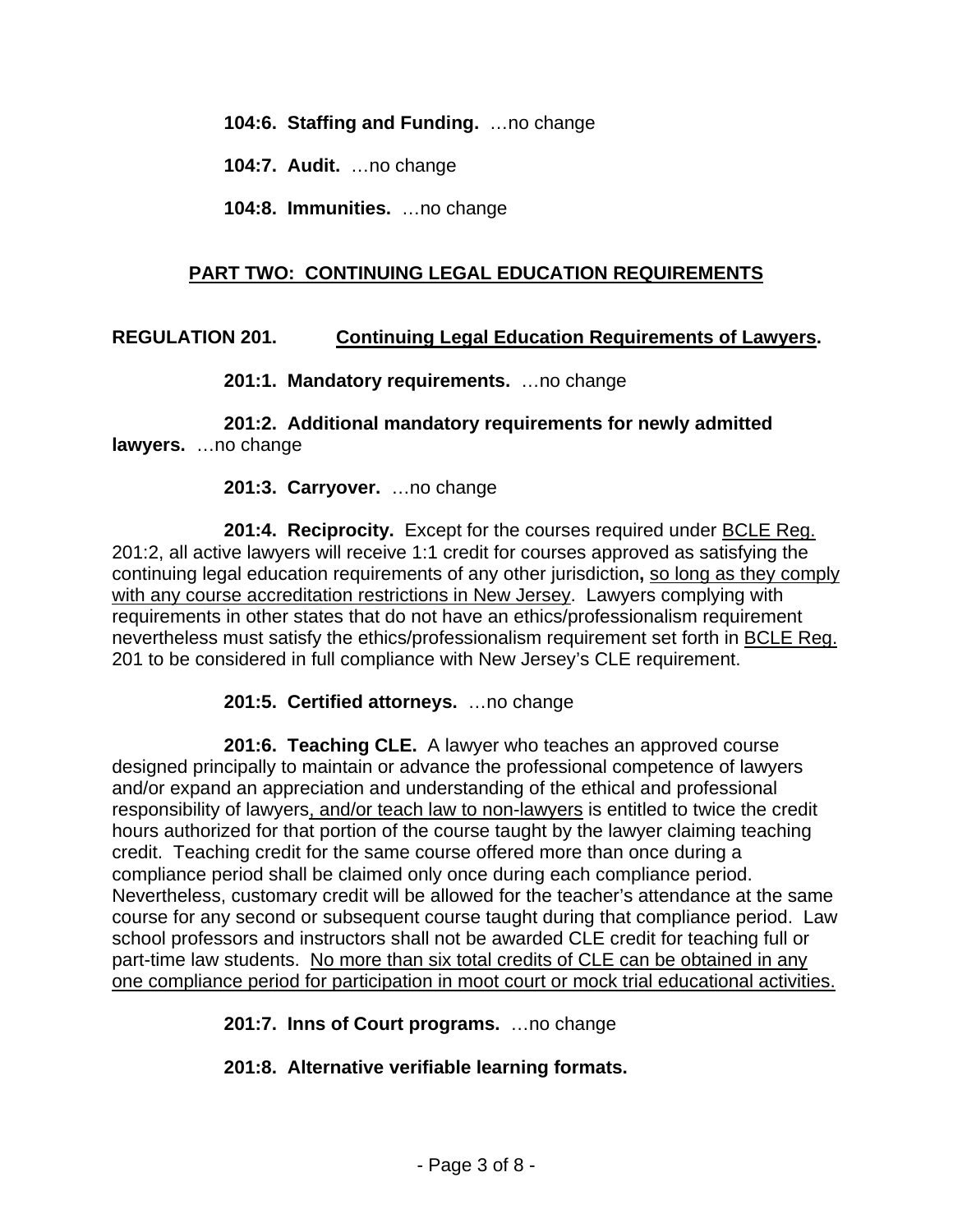**104:6. Staffing and Funding.** …no change

**104:7. Audit.** …no change

**104:8. Immunities.** …no change

## PART TWO: CONTINUING LEGAL EDUCATION REQUIREMENTS

**REGULATION 201. Continuing Legal Education Requirements of Lawyers.**

**201:1. Mandatory requirements.** …no change

**201:2. Additional mandatory requirements for newly admitted lawyers.** …no change

**201:3. Carryover.** …no change

**201:4. Reciprocity.** Except for the courses required under BCLE Reg. 201:2, all active lawyers will receive 1:1 credit for courses approved as satisfying the continuing legal education requirements of any other jurisdiction**,** so long as they comply with any course accreditation restrictions in New Jersey. Lawyers complying with requirements in other states that do not have an ethics/professionalism requirement nevertheless must satisfy the ethics/professionalism requirement set forth in BCLE Reg. 201 to be considered in full compliance with New Jersey's CLE requirement.

**201:5. Certified attorneys.** …no change

**201:6. Teaching CLE.** A lawyer who teaches an approved course designed principally to maintain or advance the professional competence of lawyers and/or expand an appreciation and understanding of the ethical and professional responsibility of lawyers, and/or teach law to non-lawyers is entitled to twice the credit hours authorized for that portion of the course taught by the lawyer claiming teaching credit. Teaching credit for the same course offered more than once during a compliance period shall be claimed only once during each compliance period. Nevertheless, customary credit will be allowed for the teacher's attendance at the same course for any second or subsequent course taught during that compliance period. Law school professors and instructors shall not be awarded CLE credit for teaching full or part-time law students. No more than six total credits of CLE can be obtained in any one compliance period for participation in moot court or mock trial educational activities.

**201:7. Inns of Court programs.** …no change

**201:8. Alternative verifiable learning formats.**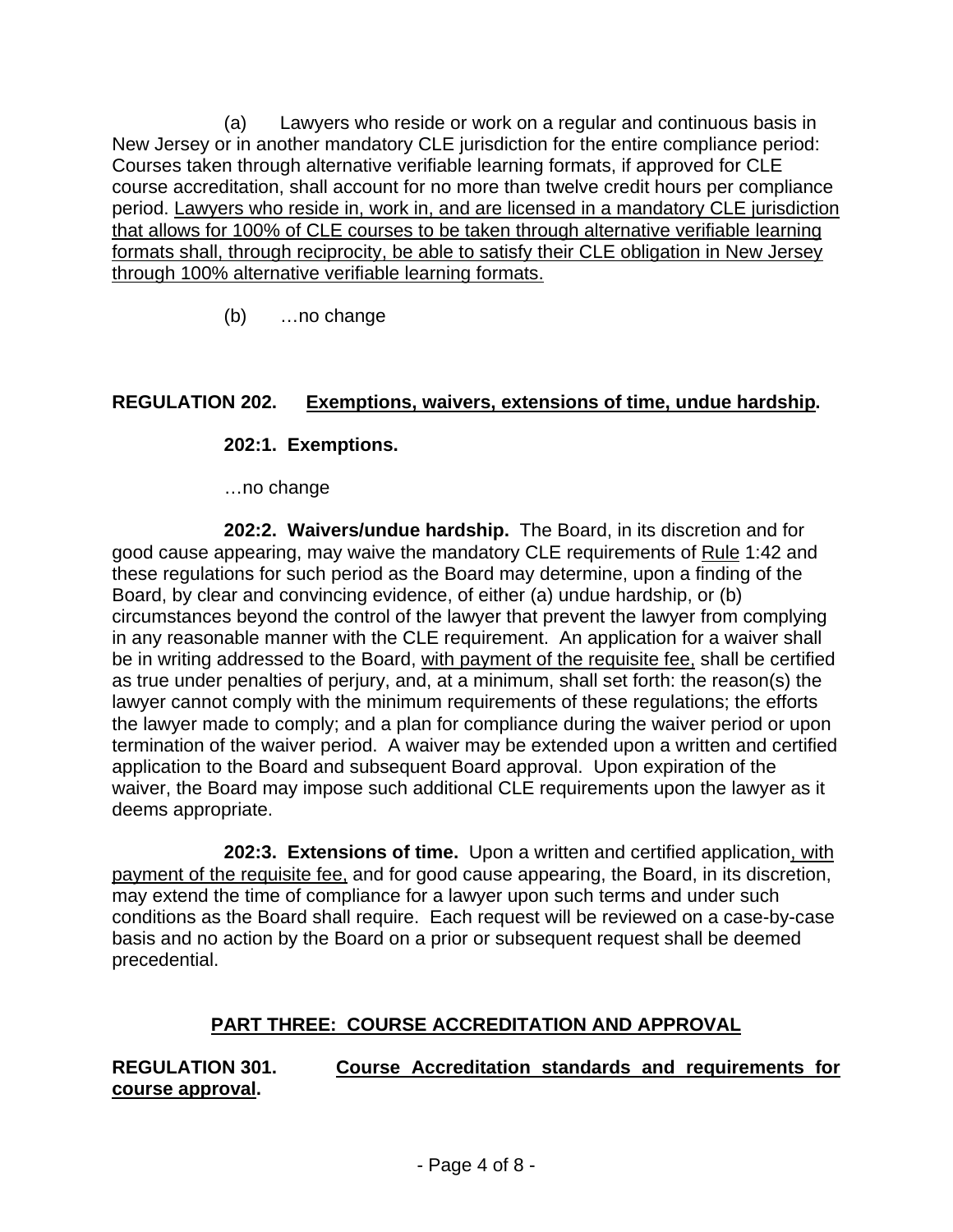(a) Lawyers who reside or work on a regular and continuous basis in New Jersey or in another mandatory CLE jurisdiction for the entire compliance period: Courses taken through alternative verifiable learning formats, if approved for CLE course accreditation, shall account for no more than twelve credit hours per compliance period. <u>Lawyers who reside in, work in, and are licensed in a mandatory CLE jurisdiction that allows for 100% of CLE courses to be taken through alternative verifiable learning formats shall, through reciprocity, be able to satisfy their CLE obligation in New Jersey through 100% alternative verifiable learning formats.</u>

(b) …no change

**REGULATION 202. <u>Exemptions, waivers, extensions of time, undue hardship</u>.**

**202:1. Exemptions.**

…no change

**202:2. Waivers/undue hardship.** The Board, in its discretion and for good cause appearing, may waive the mandatory CLE requirements of <u>Rule</u> 1:42 and these regulations for such period as the Board may determine, upon a finding of the Board, by clear and convincing evidence, of either (a) undue hardship, or (b) circumstances beyond the control of the lawyer that prevent the lawyer from complying in any reasonable manner with the CLE requirement. An application for a waiver shall be in writing addressed to the Board, <u>with payment of the requisite fee,</u> shall be certified as true under penalties of perjury, and, at a minimum, shall set forth: the reason(s) the lawyer cannot comply with the minimum requirements of these regulations; the efforts the lawyer made to comply; and a plan for compliance during the waiver period or upon termination of the waiver period. A waiver may be extended upon a written and certified application to the Board and subsequent Board approval. Upon expiration of the waiver, the Board may impose such additional CLE requirements upon the lawyer as it deems appropriate.

**202:3. Extensions of time.** Upon a written and certified application<u>, with payment of the requisite fee,</u> and for good cause appearing, the Board, in its discretion, may extend the time of compliance for a lawyer upon such terms and under such conditions as the Board shall require. Each request will be reviewed on a case-by-case basis and no action by the Board on a prior or subsequent request shall be deemed precedential.

## <u>PART THREE: COURSE ACCREDITATION AND APPROVAL</u>

**REGULATION 301. <u>Course Accreditation standards and requirements for course approval</u>.**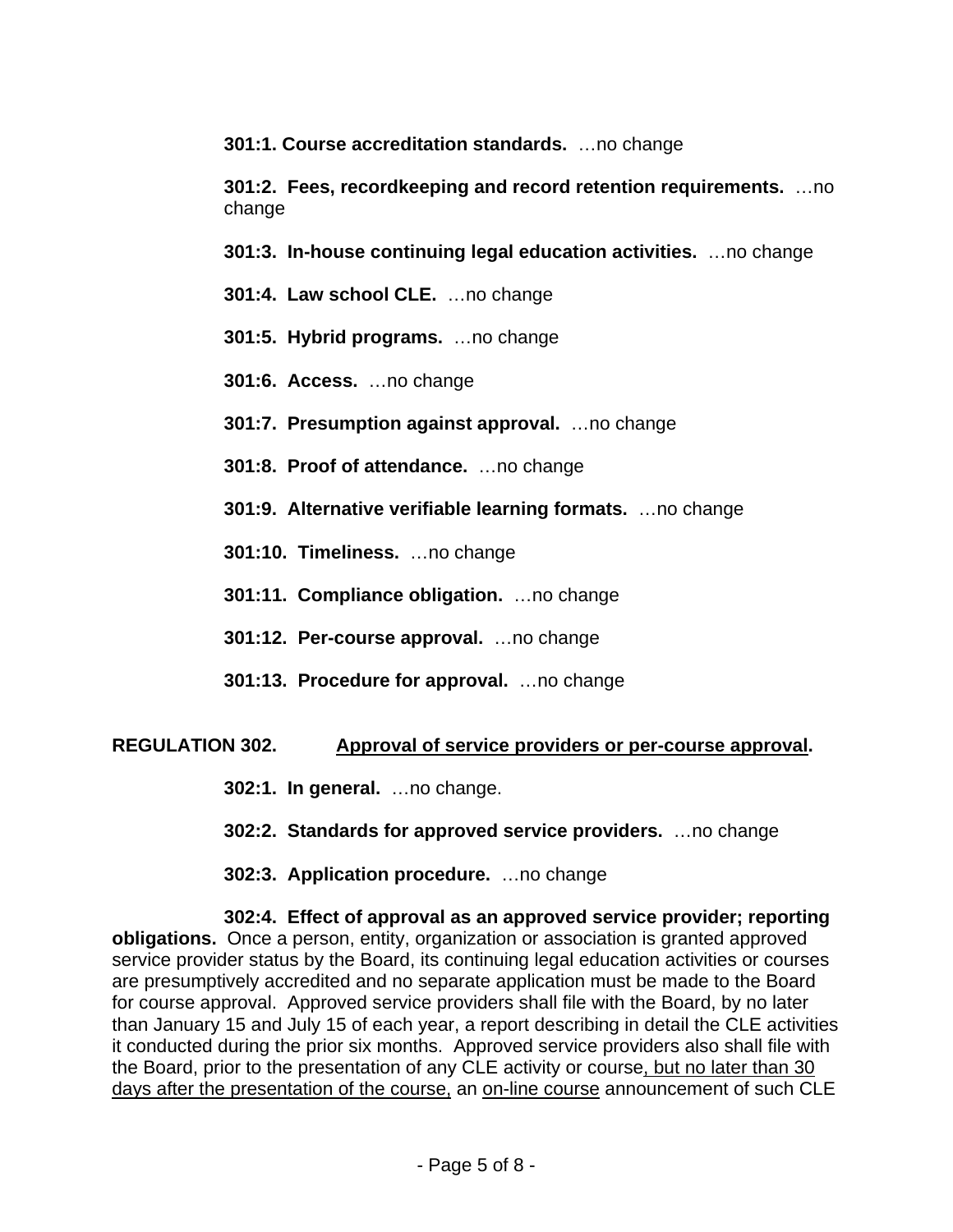**301:1. Course accreditation standards.** …no change

**301:2. Fees, recordkeeping and record retention requirements.** …no change

**301:3. In-house continuing legal education activities.** …no change

**301:4. Law school CLE.** …no change

**301:5. Hybrid programs.** …no change

**301:6. Access.** …no change

**301:7. Presumption against approval.** …no change

**301:8. Proof of attendance.** …no change

**301:9. Alternative verifiable learning formats.** …no change

**301:10. Timeliness.** …no change

**301:11. Compliance obligation.** …no change

**301:12. Per-course approval.** …no change

**301:13. Procedure for approval.** …no change

**REGULATION 302. <u>Approval of service providers or per-course approval</u>.**

**302:1. In general.** …no change.

**302:2. Standards for approved service providers.** …no change

**302:3. Application procedure.** …no change

**302:4. Effect of approval as an approved service provider; reporting obligations.** Once a person, entity, organization or association is granted approved service provider status by the Board, its continuing legal education activities or courses are presumptively accredited and no separate application must be made to the Board for course approval. Approved service providers shall file with the Board, by no later than January 15 and July 15 of each year, a report describing in detail the CLE activities it conducted during the prior six months. Approved service providers also shall file with the Board, prior to the presentation of any CLE activity or course<u>, but no later than 30 days after the presentation of the course,</u> an <u>on-line course</u> announcement of such CLE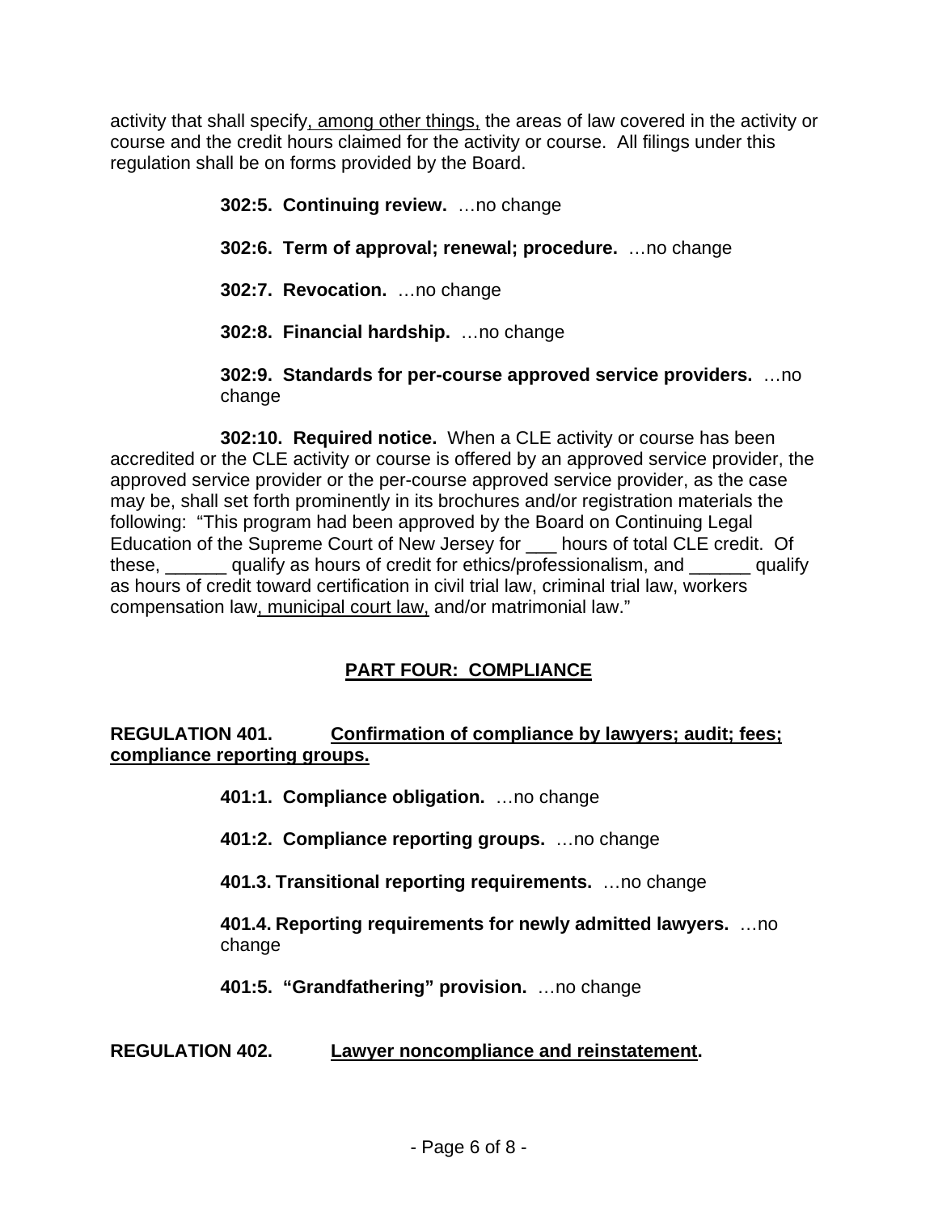activity that shall specify, among other things, the areas of law covered in the activity or course and the credit hours claimed for the activity or course. All filings under this regulation shall be on forms provided by the Board.

**302:5. Continuing review.** …no change

**302:6. Term of approval; renewal; procedure.** …no change

**302:7. Revocation.** …no change

**302:8. Financial hardship.** …no change

**302:9. Standards for per-course approved service providers.** …no change

**302:10. Required notice.** When a CLE activity or course has been accredited or the CLE activity or course is offered by an approved service provider, the approved service provider or the per-course approved service provider, as the case may be, shall set forth prominently in its brochures and/or registration materials the following: "This program had been approved by the Board on Continuing Legal Education of the Supreme Court of New Jersey for ___ hours of total CLE credit. Of these, ______ qualify as hours of credit for ethics/professionalism, and ______ qualify as hours of credit toward certification in civil trial law, criminal trial law, workers compensation law, municipal court law, and/or matrimonial law."

## PART FOUR: COMPLIANCE

### REGULATION 401. Confirmation of compliance by lawyers; audit; fees; compliance reporting groups.

**401:1. Compliance obligation.** …no change

**401:2. Compliance reporting groups.** …no change

**401.3. Transitional reporting requirements.** …no change

**401.4. Reporting requirements for newly admitted lawyers.** …no change

**401:5. "Grandfathering" provision.** …no change

### REGULATION 402. Lawyer noncompliance and reinstatement.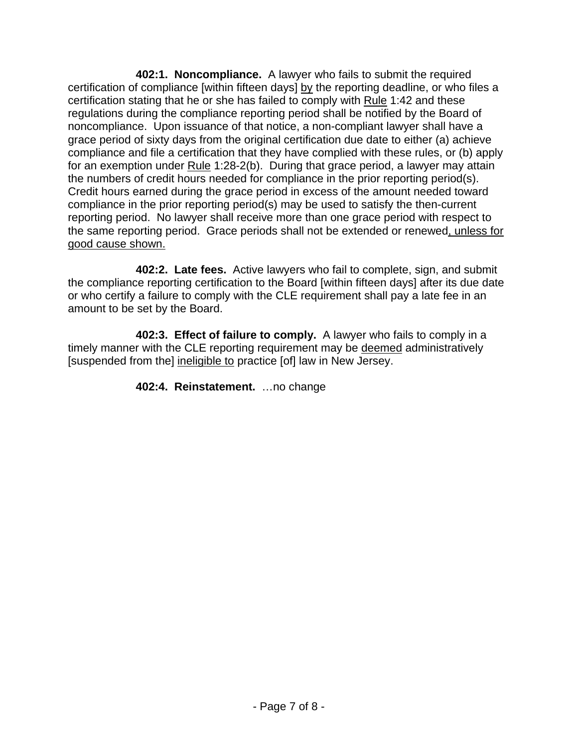**402:1. Noncompliance.** A lawyer who fails to submit the required certification of compliance [within fifteen days] by the reporting deadline, or who files a certification stating that he or she has failed to comply with Rule 1:42 and these regulations during the compliance reporting period shall be notified by the Board of noncompliance. Upon issuance of that notice, a non-compliant lawyer shall have a grace period of sixty days from the original certification due date to either (a) achieve compliance and file a certification that they have complied with these rules, or (b) apply for an exemption under Rule 1:28-2(b). During that grace period, a lawyer may attain the numbers of credit hours needed for compliance in the prior reporting period(s). Credit hours earned during the grace period in excess of the amount needed toward compliance in the prior reporting period(s) may be used to satisfy the then-current reporting period. No lawyer shall receive more than one grace period with respect to the same reporting period. Grace periods shall not be extended or renewed, unless for good cause shown.

**402:2. Late fees.** Active lawyers who fail to complete, sign, and submit the compliance reporting certification to the Board [within fifteen days] after its due date or who certify a failure to comply with the CLE requirement shall pay a late fee in an amount to be set by the Board.

**402:3. Effect of failure to comply.** A lawyer who fails to comply in a timely manner with the CLE reporting requirement may be deemed administratively [suspended from the] ineligible to practice [of] law in New Jersey.

**402:4. Reinstatement.** …no change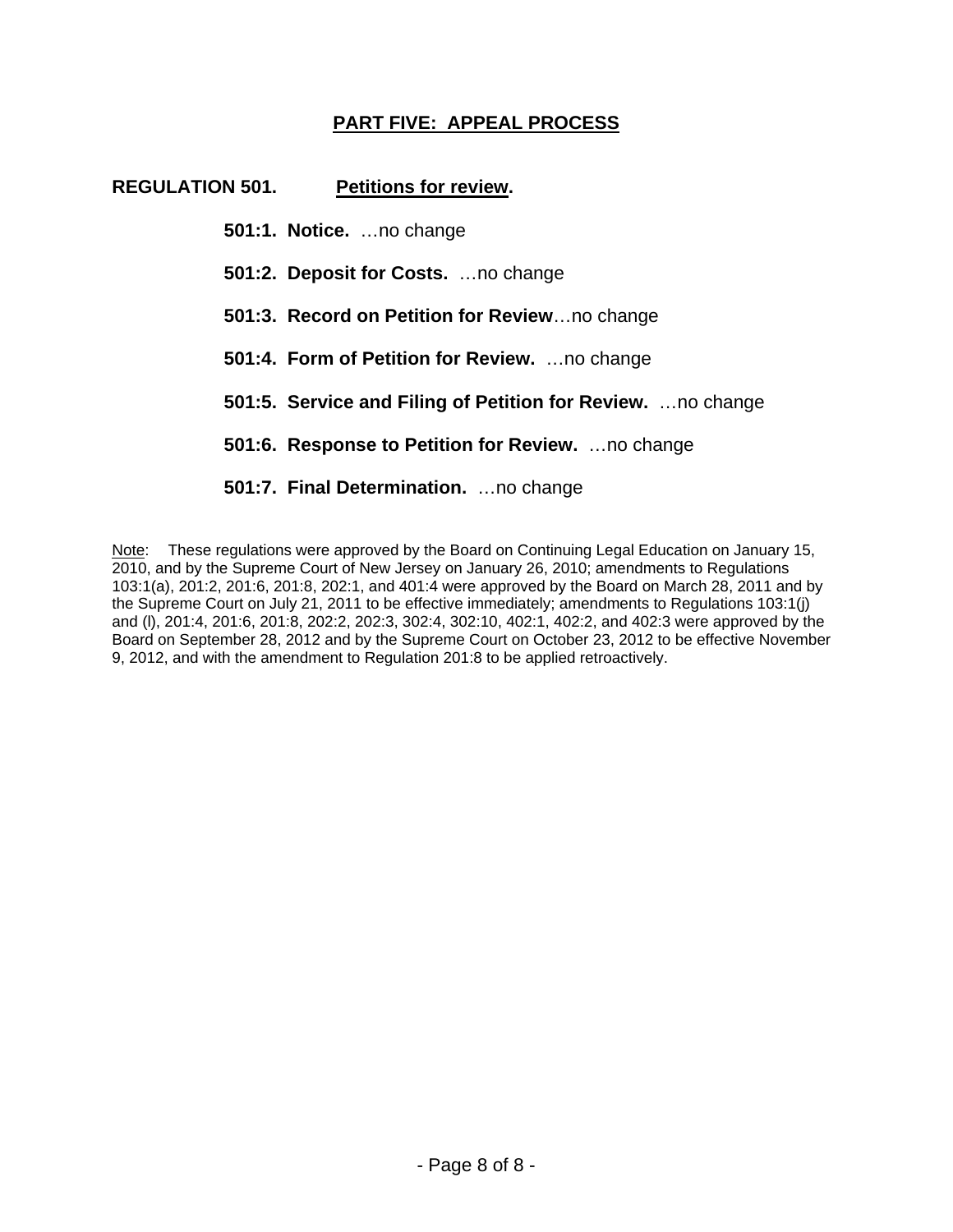## PART FIVE: APPEAL PROCESS

**REGULATION 501. Petitions for review.**

**501:1. Notice.** …no change

**501:2. Deposit for Costs.** …no change

**501:3. Record on Petition for Review**…no change

**501:4. Form of Petition for Review.** …no change

**501:5. Service and Filing of Petition for Review.** …no change

**501:6. Response to Petition for Review.** …no change

**501:7. Final Determination.** …no change

Note: These regulations were approved by the Board on Continuing Legal Education on January 15, 2010, and by the Supreme Court of New Jersey on January 26, 2010; amendments to Regulations 103:1(a), 201:2, 201:6, 201:8, 202:1, and 401:4 were approved by the Board on March 28, 2011 and by the Supreme Court on July 21, 2011 to be effective immediately; amendments to Regulations 103:1(j) and (l), 201:4, 201:6, 201:8, 202:2, 202:3, 302:4, 302:10, 402:1, 402:2, and 402:3 were approved by the Board on September 28, 2012 and by the Supreme Court on October 23, 2012 to be effective November 9, 2012, and with the amendment to Regulation 201:8 to be applied retroactively.